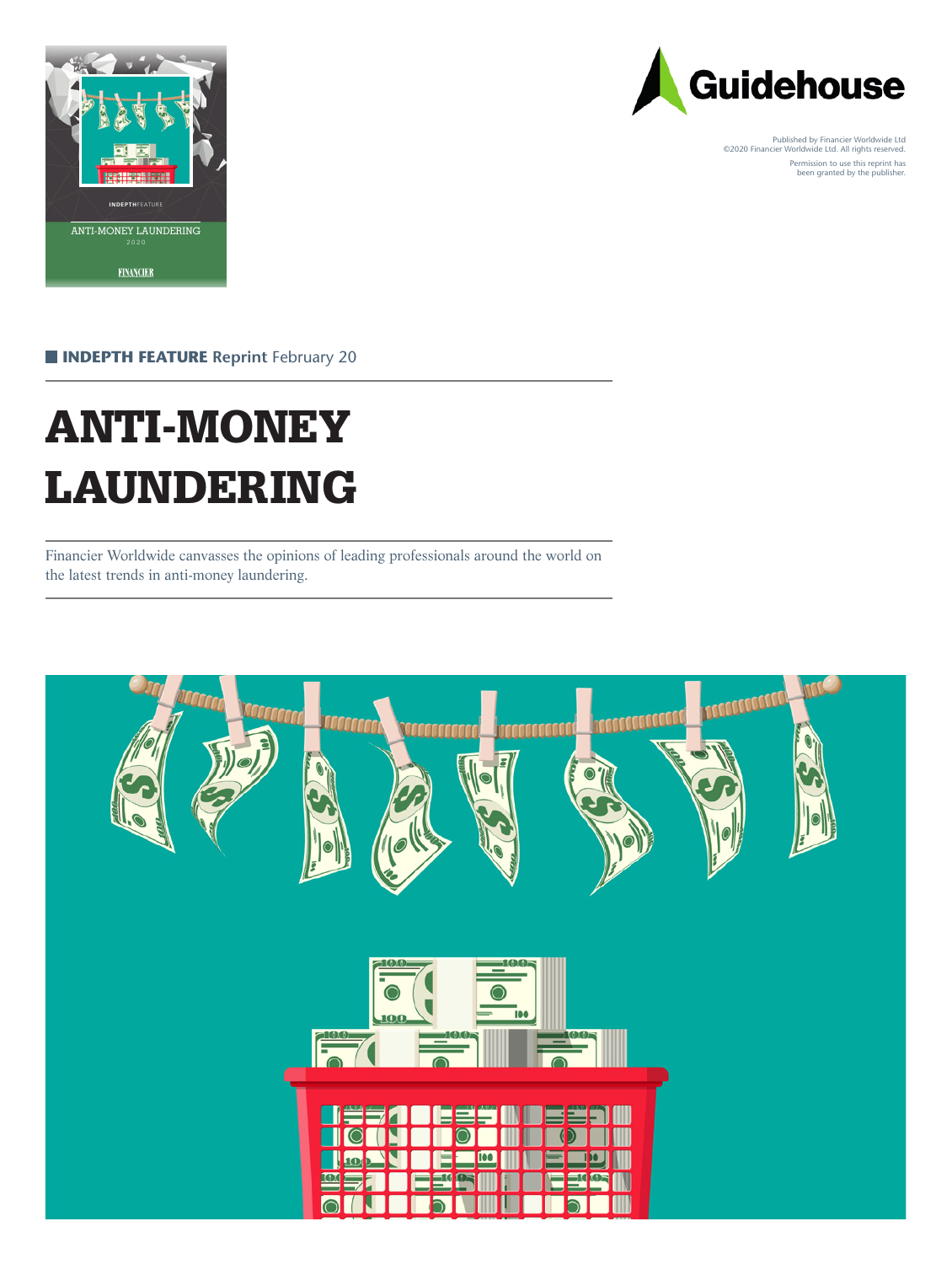Guidehouse

Published by Financier Worldwide Ltd
©2020 Financier Worldwide Ltd. All rights reserved.

Permission to use this reprint has been granted by the publisher.

**INDEPTH FEATURE** Reprint February 20

# ANTI-MONEY LAUNDERING

Financier Worldwide canvasses the opinions of leading professionals around the world on the latest trends in anti-money laundering.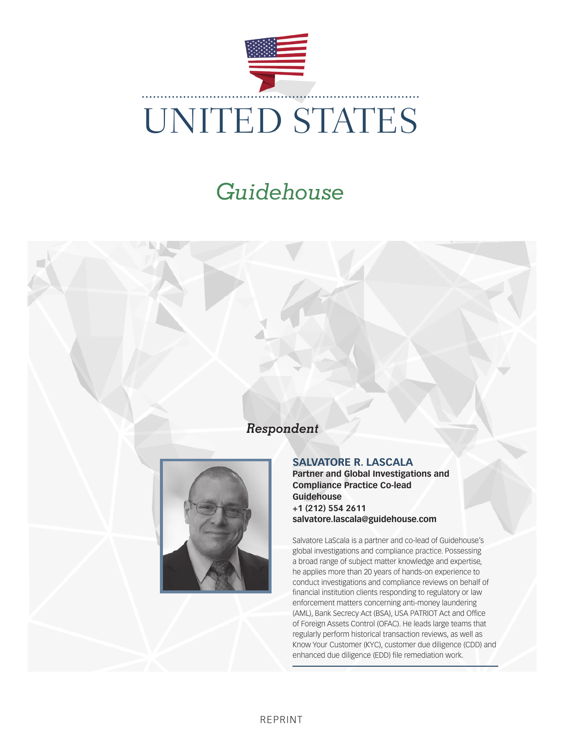# UNITED STATES

## *Guidehouse*

### *Respondent*

**SALVATORE R. LASCALA**
**Partner and Global Investigations and Compliance Practice Co-lead**
**Guidehouse**
**+1 (212) 554 2611**
**salvatore.lascala@guidehouse.com**

Salvatore LaScala is a partner and co-lead of Guidehouse's global investigations and compliance practice. Possessing a broad range of subject matter knowledge and expertise, he applies more than 20 years of hands-on experience to conduct investigations and compliance reviews on behalf of financial institution clients responding to regulatory or law enforcement matters concerning anti-money laundering (AML), Bank Secrecy Act (BSA), USA PATRIOT Act and Office of Foreign Assets Control (OFAC). He leads large teams that regularly perform historical transaction reviews, as well as Know Your Customer (KYC), customer due diligence (CDD) and enhanced due diligence (EDD) file remediation work.

REPRINT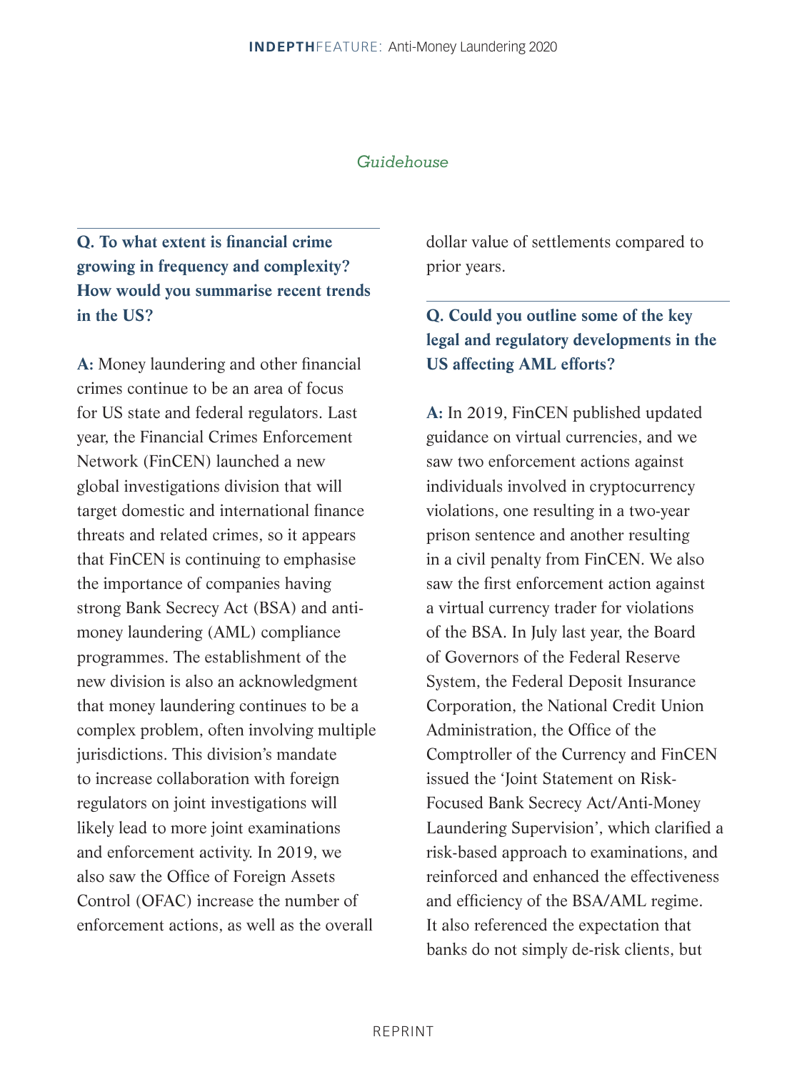*Guidehouse*

**Q. To what extent is financial crime growing in frequency and complexity? How would you summarise recent trends in the US?**

**A:** Money laundering and other financial crimes continue to be an area of focus for US state and federal regulators. Last year, the Financial Crimes Enforcement Network (FinCEN) launched a new global investigations division that will target domestic and international finance threats and related crimes, so it appears that FinCEN is continuing to emphasise the importance of companies having strong Bank Secrecy Act (BSA) and anti-money laundering (AML) compliance programmes. The establishment of the new division is also an acknowledgment that money laundering continues to be a complex problem, often involving multiple jurisdictions. This division's mandate to increase collaboration with foreign regulators on joint investigations will likely lead to more joint examinations and enforcement activity. In 2019, we also saw the Office of Foreign Assets Control (OFAC) increase the number of enforcement actions, as well as the overall dollar value of settlements compared to prior years.

**Q. Could you outline some of the key legal and regulatory developments in the US affecting AML efforts?**

**A:** In 2019, FinCEN published updated guidance on virtual currencies, and we saw two enforcement actions against individuals involved in cryptocurrency violations, one resulting in a two-year prison sentence and another resulting in a civil penalty from FinCEN. We also saw the first enforcement action against a virtual currency trader for violations of the BSA. In July last year, the Board of Governors of the Federal Reserve System, the Federal Deposit Insurance Corporation, the National Credit Union Administration, the Office of the Comptroller of the Currency and FinCEN issued the 'Joint Statement on Risk-Focused Bank Secrecy Act/Anti-Money Laundering Supervision', which clarified a risk-based approach to examinations, and reinforced and enhanced the effectiveness and efficiency of the BSA/AML regime. It also referenced the expectation that banks do not simply de-risk clients, but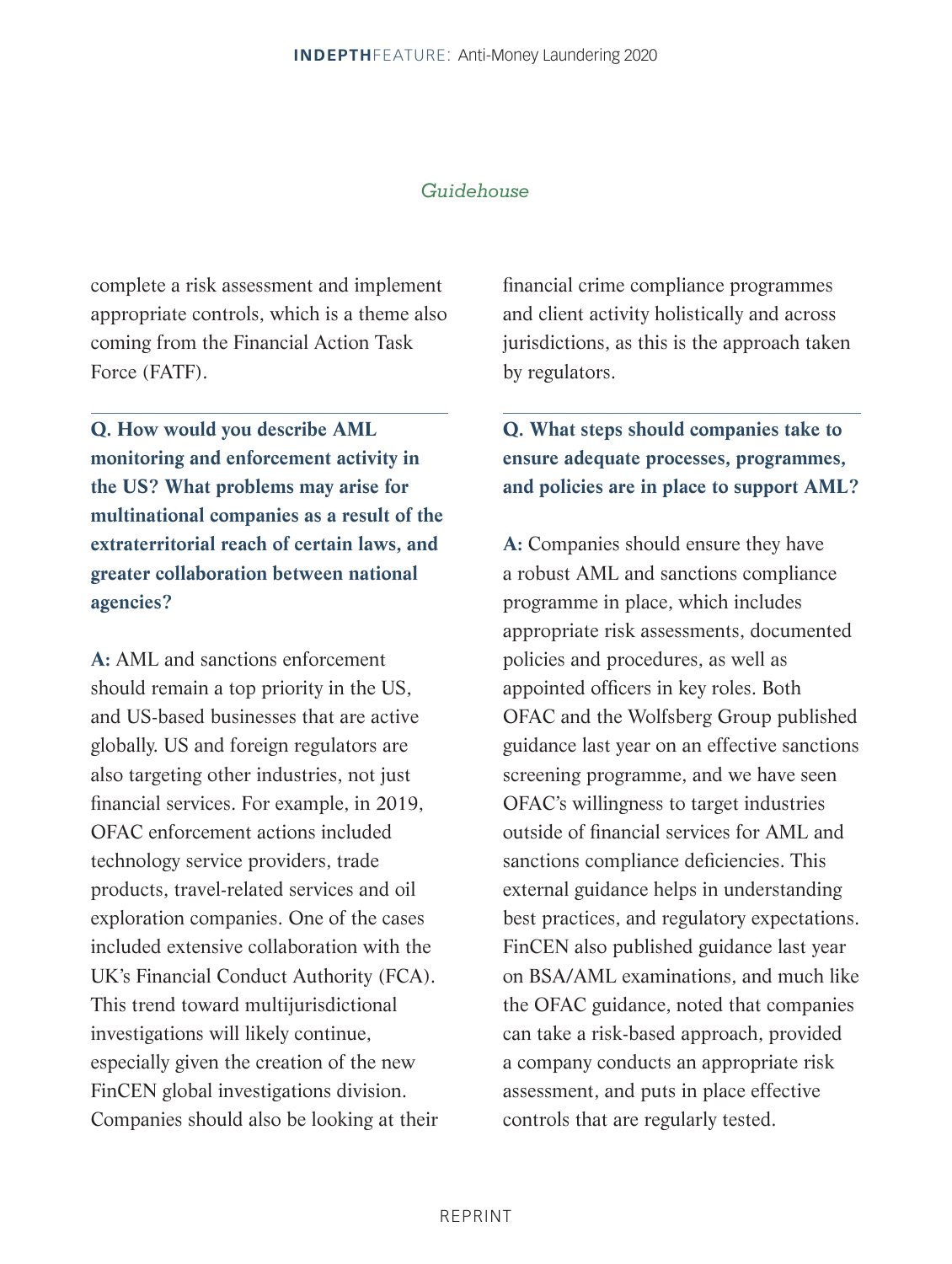complete a risk assessment and implement appropriate controls, which is a theme also coming from the Financial Action Task Force (FATF).

**Q. How would you describe AML monitoring and enforcement activity in the US? What problems may arise for multinational companies as a result of the extraterritorial reach of certain laws, and greater collaboration between national agencies?**

**A:** AML and sanctions enforcement should remain a top priority in the US, and US-based businesses that are active globally. US and foreign regulators are also targeting other industries, not just financial services. For example, in 2019, OFAC enforcement actions included technology service providers, trade products, travel-related services and oil exploration companies. One of the cases included extensive collaboration with the UK's Financial Conduct Authority (FCA). This trend toward multijurisdictional investigations will likely continue, especially given the creation of the new FinCEN global investigations division. Companies should also be looking at their financial crime compliance programmes and client activity holistically and across jurisdictions, as this is the approach taken by regulators.

**Q. What steps should companies take to ensure adequate processes, programmes, and policies are in place to support AML?**

**A:** Companies should ensure they have a robust AML and sanctions compliance programme in place, which includes appropriate risk assessments, documented policies and procedures, as well as appointed officers in key roles. Both OFAC and the Wolfsberg Group published guidance last year on an effective sanctions screening programme, and we have seen OFAC's willingness to target industries outside of financial services for AML and sanctions compliance deficiencies. This external guidance helps in understanding best practices, and regulatory expectations. FinCEN also published guidance last year on BSA/AML examinations, and much like the OFAC guidance, noted that companies can take a risk-based approach, provided a company conducts an appropriate risk assessment, and puts in place effective controls that are regularly tested.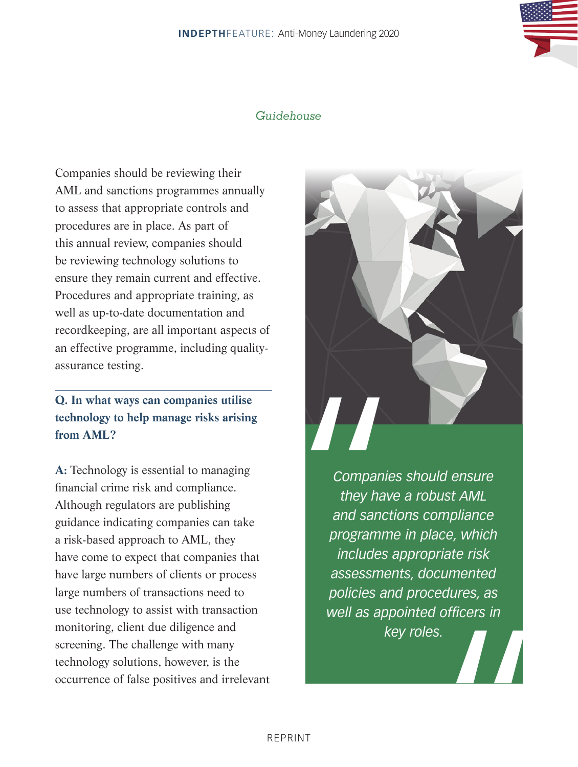*Guidehouse*

Companies should be reviewing their AML and sanctions programmes annually to assess that appropriate controls and procedures are in place. As part of this annual review, companies should be reviewing technology solutions to ensure they remain current and effective. Procedures and appropriate training, as well as up-to-date documentation and recordkeeping, are all important aspects of an effective programme, including quality-assurance testing.

**Q. In what ways can companies utilise technology to help manage risks arising from AML?**

**A:** Technology is essential to managing financial crime risk and compliance. Although regulators are publishing guidance indicating companies can take a risk-based approach to AML, they have come to expect that companies that have large numbers of clients or process large numbers of transactions need to use technology to assist with transaction monitoring, client due diligence and screening. The challenge with many technology solutions, however, is the occurrence of false positives and irrelevant

> *Companies should ensure they have a robust AML and sanctions compliance programme in place, which includes appropriate risk assessments, documented policies and procedures, as well as appointed officers in key roles.*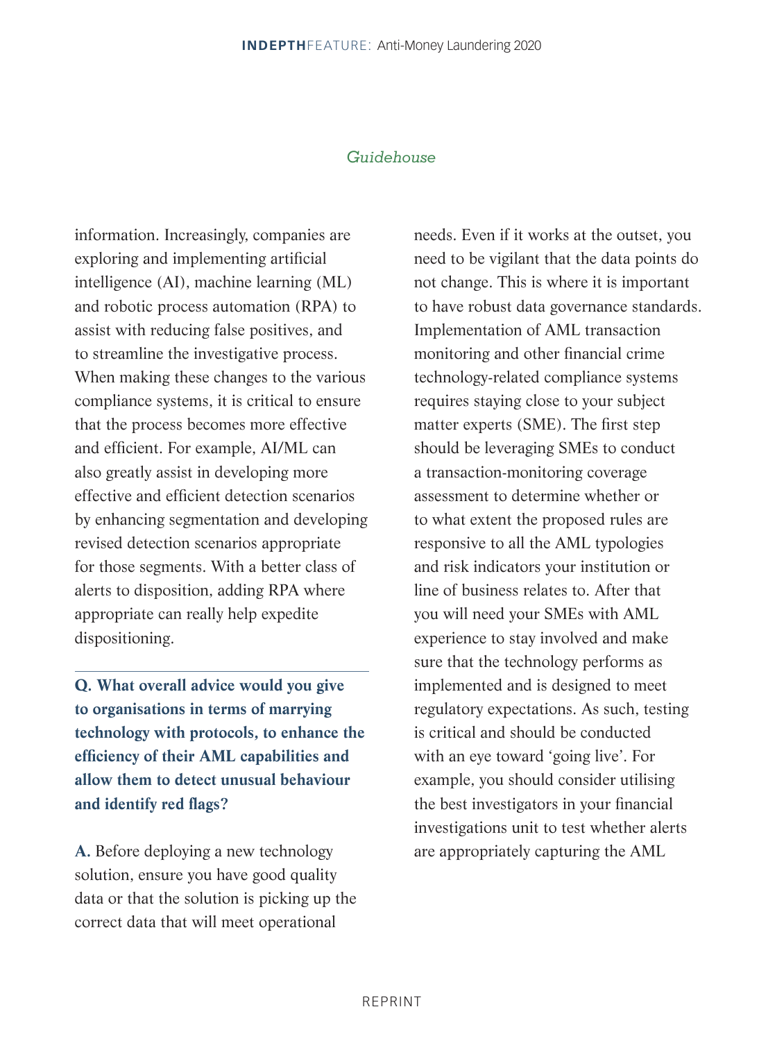information. Increasingly, companies are exploring and implementing artificial intelligence (AI), machine learning (ML) and robotic process automation (RPA) to assist with reducing false positives, and to streamline the investigative process. When making these changes to the various compliance systems, it is critical to ensure that the process becomes more effective and efficient. For example, AI/ML can also greatly assist in developing more effective and efficient detection scenarios by enhancing segmentation and developing revised detection scenarios appropriate for those segments. With a better class of alerts to disposition, adding RPA where appropriate can really help expedite dispositioning.

**Q. What overall advice would you give to organisations in terms of marrying technology with protocols, to enhance the efficiency of their AML capabilities and allow them to detect unusual behaviour and identify red flags?**

**A.** Before deploying a new technology solution, ensure you have good quality data or that the solution is picking up the correct data that will meet operational needs. Even if it works at the outset, you need to be vigilant that the data points do not change. This is where it is important to have robust data governance standards. Implementation of AML transaction monitoring and other financial crime technology-related compliance systems requires staying close to your subject matter experts (SME). The first step should be leveraging SMEs to conduct a transaction-monitoring coverage assessment to determine whether or to what extent the proposed rules are responsive to all the AML typologies and risk indicators your institution or line of business relates to. After that you will need your SMEs with AML experience to stay involved and make sure that the technology performs as implemented and is designed to meet regulatory expectations. As such, testing is critical and should be conducted with an eye toward 'going live'. For example, you should consider utilising the best investigators in your financial investigations unit to test whether alerts are appropriately capturing the AML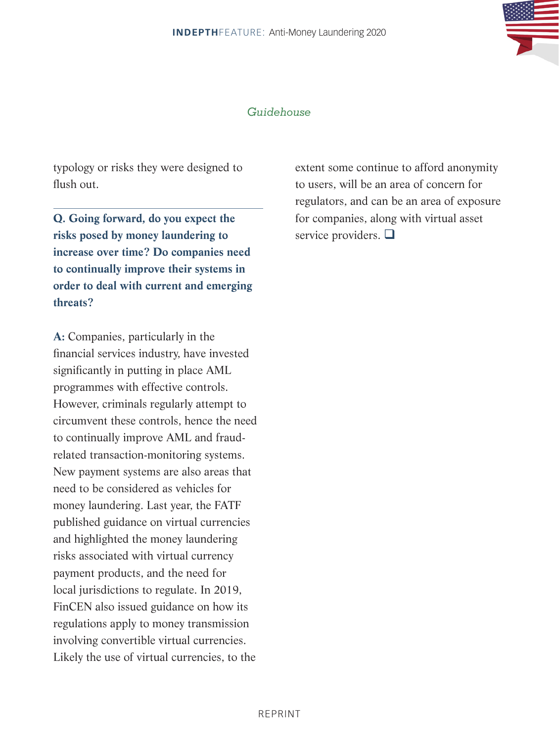*Guidehouse*

typology or risks they were designed to flush out.

---

**Q. Going forward, do you expect the risks posed by money laundering to increase over time? Do companies need to continually improve their systems in order to deal with current and emerging threats?**

**A:** Companies, particularly in the financial services industry, have invested significantly in putting in place AML programmes with effective controls. However, criminals regularly attempt to circumvent these controls, hence the need to continually improve AML and fraud-related transaction-monitoring systems. New payment systems are also areas that need to be considered as vehicles for money laundering. Last year, the FATF published guidance on virtual currencies and highlighted the money laundering risks associated with virtual currency payment products, and the need for local jurisdictions to regulate. In 2019, FinCEN also issued guidance on how its regulations apply to money transmission involving convertible virtual currencies. Likely the use of virtual currencies, to the extent some continue to afford anonymity to users, will be an area of concern for regulators, and can be an area of exposure for companies, along with virtual asset service providers. ❑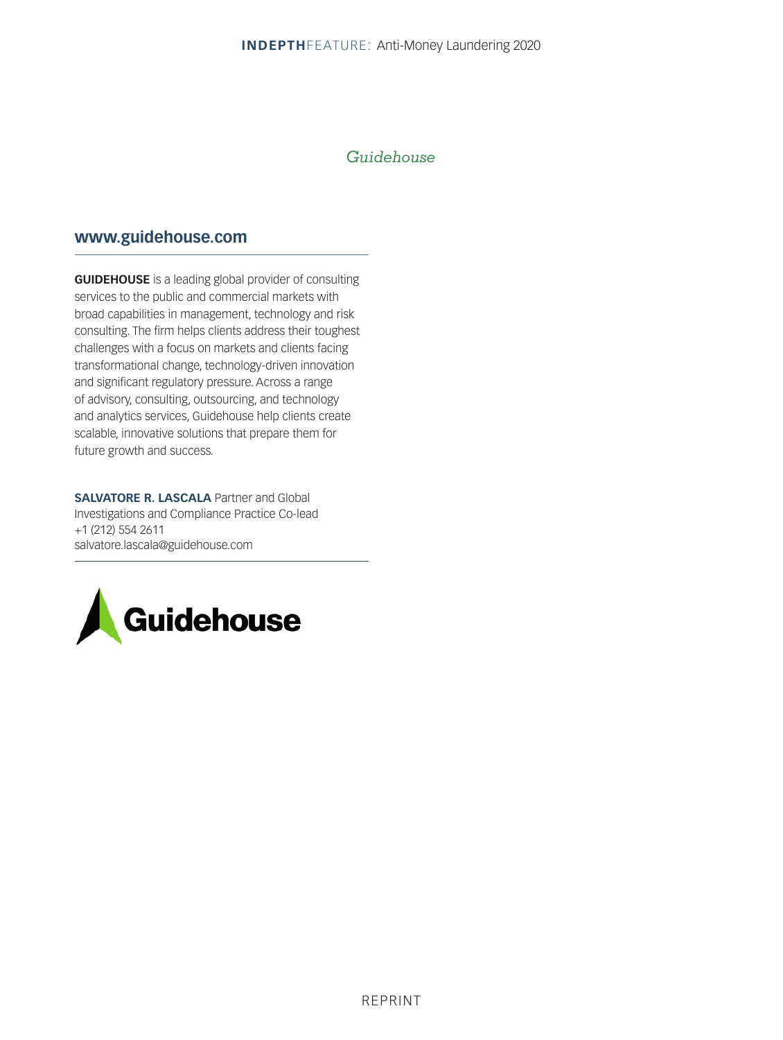*Guidehouse*

## www.guidehouse.com

**GUIDEHOUSE** is a leading global provider of consulting services to the public and commercial markets with broad capabilities in management, technology and risk consulting. The firm helps clients address their toughest challenges with a focus on markets and clients facing transformational change, technology-driven innovation and significant regulatory pressure. Across a range of advisory, consulting, outsourcing, and technology and analytics services, Guidehouse help clients create scalable, innovative solutions that prepare them for future growth and success.

**SALVATORE R. LASCALA** Partner and Global Investigations and Compliance Practice Co-lead
+1 (212) 554 2611
salvatore.lascala@guidehouse.com

Guidehouse

REPRINT